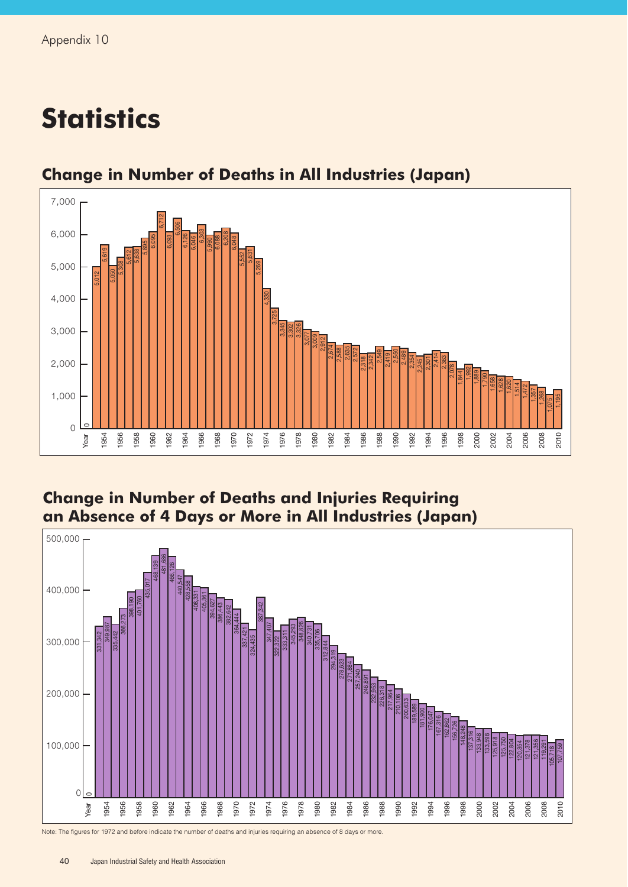Appendix 10

# Statistics

## Change in Number of Deaths in All Industries (Japan)

| Year | Deaths |
|---|---|
| 1953 | 5,012 |
| 1954 | 5,619 |
| 1955 | 5,050 |
| 1956 | 5,308 |
| 1957 | 5,612 |
| 1958 | 5,638 |
| 1959 | 5,895 |
| 1960 | 6,095 |
| 1961 | 6,712 |
| 1962 | 6,093 |
| 1963 | 6,506 |
| 1964 | 6,126 |
| 1965 | 6,046 |
| 1966 | 6,303 |
| 1967 | 5,990 |
| 1968 | 6,088 |
| 1969 | 6,208 |
| 1970 | 6,048 |
| 1971 | 5,552 |
| 1972 | 5,631 |
| 1973 | 5,269 |
| 1974 | 4,330 |
| 1975 | 3,725 |
| 1976 | 3,345 |
| 1977 | 3,302 |
| 1978 | 3,326 |
| 1979 | 3,077 |
| 1980 | 3,009 |
| 1981 | 2,912 |
| 1982 | 2,674 |
| 1983 | 2,588 |
| 1984 | 2,635 |
| 1985 | 2,572 |
| 1986 | 2,318 |
| 1987 | 2,342 |
| 1988 | 2,549 |
| 1989 | 2,419 |
| 1990 | 2,550 |
| 1991 | 2,489 |
| 1992 | 2,354 |
| 1993 | 2,245 |
| 1994 | 2,301 |
| 1995 | 2,414 |
| 1996 | 2,363 |
| 1997 | 2,078 |
| 1998 | 1,844 |
| 1999 | 1,992 |
| 2000 | 1,889 |
| 2001 | 1,790 |
| 2002 | 1,658 |
| 2003 | 1,628 |
| 2004 | 1,620 |
| 2005 | 1,514 |
| 2006 | 1,472 |
| 2007 | 1,357 |
| 2008 | 1,268 |
| 2009 | 1,075 |
| 2010 | 1,195 |

## Change in Number of Deaths and Injuries Requiring an Absence of 4 Days or More in All Industries (Japan)

| Year | Deaths and Injuries |
|---|---|
| 1953 | 331,342 |
| 1954 | 349,987 |
| 1955 | 335,442 |
| 1956 | 366,273 |
| 1957 | 398,190 |
| 1958 | 401,760 |
| 1959 | 435,017 |
| 1960 | 468,139 |
| 1961 | 481,686 |
| 1962 | 466,126 |
| 1963 | 440,547 |
| 1964 | 428,558 |
| 1965 | 408,331 |
| 1966 | 405,361 |
| 1967 | 394,627 |
| 1968 | 386,443 |
| 1969 | 382,642 |
| 1970 | 364,444 |
| 1971 | 337,421 |
| 1972 | 324,435 |
| 1973 | 387,342 |
| 1974 | 347,407 |
| 1975 | 322,322 |
| 1976 | 333,311 |
| 1977 | 345,293 |
| 1978 | 348,826 |
| 1979 | 340,731 |
| 1980 | 335,706 |
| 1981 | 312,844 |
| 1982 | 294,319 |
| 1983 | 278,623 |
| 1984 | 271,884 |
| 1985 | 257,240 |
| 1986 | 246,891 |
| 1987 | 232,953 |
| 1988 | 226,318 |
| 1989 | 217,964 |
| 1990 | 210,108 |
| 1991 | 200,633 |
| 1992 | 189,589 |
| 1993 | 181,900 |
| 1994 | 176,047 |
| 1995 | 167,316 |
| 1996 | 162,862 |
| 1997 | 156,726 |
| 1998 | 148,248 |
| 1999 | 137,316 |
| 2000 | 133,948 |
| 2001 | 133,598 |
| 2002 | 125,918 |
| 2003 | 125,750 |
| 2004 | 122,804 |
| 2005 | 120,354 |
| 2006 | 121,378 |
| 2007 | 121,356 |
| 2008 | 119,291 |
| 2009 | 105,718 |
| 2010 | 107,759 |

Note: The figures for 1972 and before indicate the number of deaths and injuries requiring an absence of 8 days or more.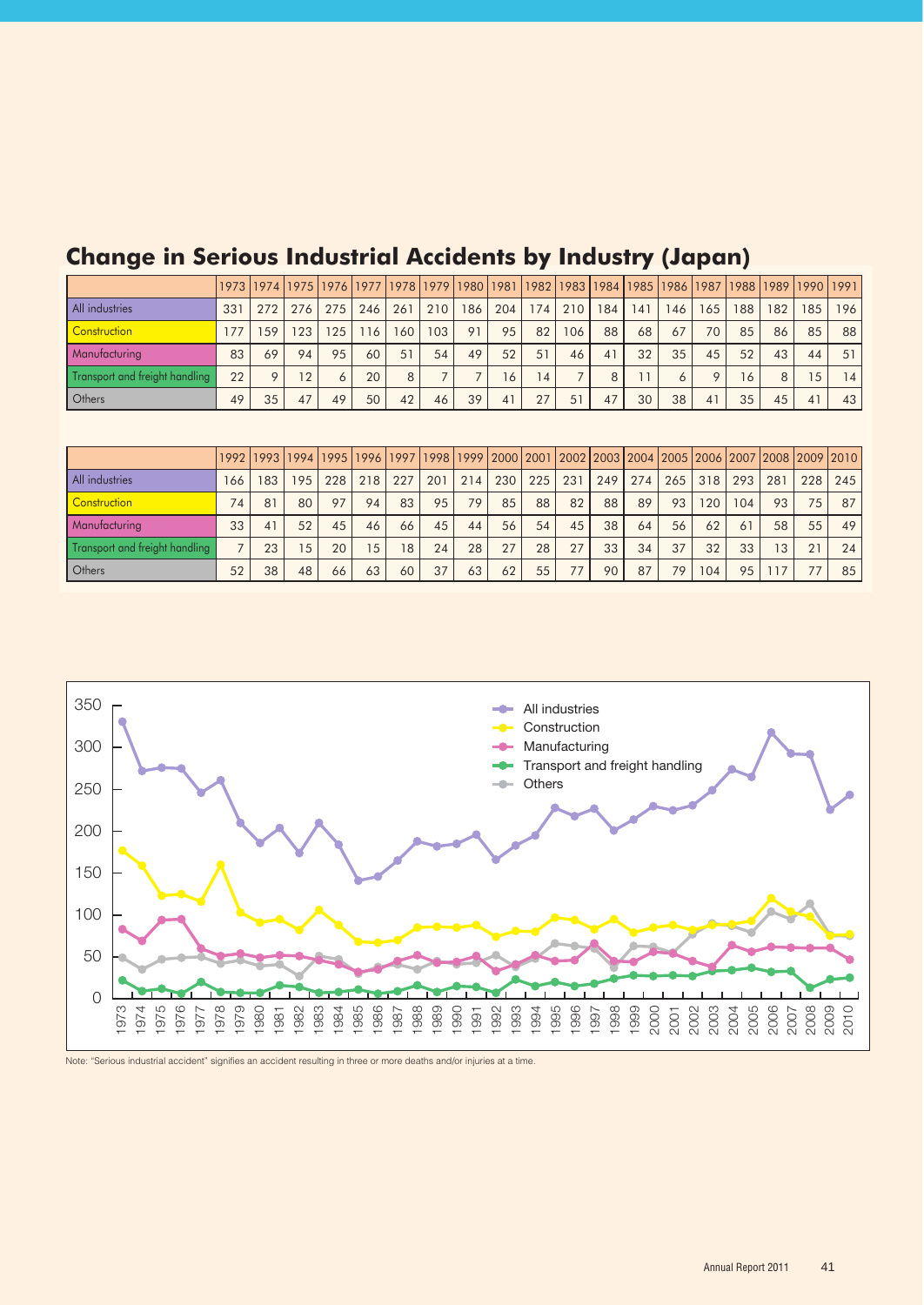## Change in Serious Industrial Accidents by Industry (Japan)

| | 1973 | 1974 | 1975 | 1976 | 1977 | 1978 | 1979 | 1980 | 1981 | 1982 | 1983 | 1984 | 1985 | 1986 | 1987 | 1988 | 1989 | 1990 | 1991 |
|---|---|---|---|---|---|---|---|---|---|---|---|---|---|---|---|---|---|---|---|
| All industries | 331 | 272 | 276 | 275 | 246 | 261 | 210 | 186 | 204 | 174 | 210 | 184 | 141 | 146 | 165 | 188 | 182 | 185 | 196 |
| Construction | 177 | 159 | 123 | 125 | 116 | 160 | 103 | 91 | 95 | 82 | 106 | 88 | 68 | 67 | 70 | 85 | 86 | 85 | 88 |
| Manufacturing | 83 | 69 | 94 | 95 | 60 | 51 | 54 | 49 | 52 | 51 | 46 | 41 | 32 | 35 | 45 | 52 | 43 | 44 | 51 |
| Transport and freight handling | 22 | 9 | 12 | 6 | 20 | 8 | 7 | 7 | 16 | 14 | 7 | 8 | 11 | 6 | 9 | 16 | 8 | 15 | 14 |
| Others | 49 | 35 | 47 | 49 | 50 | 42 | 46 | 39 | 41 | 27 | 51 | 47 | 30 | 38 | 41 | 35 | 45 | 41 | 43 |

| | 1992 | 1993 | 1994 | 1995 | 1996 | 1997 | 1998 | 1999 | 2000 | 2001 | 2002 | 2003 | 2004 | 2005 | 2006 | 2007 | 2008 | 2009 | 2010 |
|---|---|---|---|---|---|---|---|---|---|---|---|---|---|---|---|---|---|---|---|
| All industries | 166 | 183 | 195 | 228 | 218 | 227 | 201 | 214 | 230 | 225 | 231 | 249 | 274 | 265 | 318 | 293 | 281 | 228 | 245 |
| Construction | 74 | 81 | 80 | 97 | 94 | 83 | 95 | 79 | 85 | 88 | 82 | 88 | 89 | 93 | 120 | 104 | 93 | 75 | 87 |
| Manufacturing | 33 | 41 | 52 | 45 | 46 | 66 | 45 | 44 | 56 | 54 | 45 | 38 | 64 | 56 | 62 | 61 | 58 | 55 | 49 |
| Transport and freight handling | 7 | 23 | 15 | 20 | 15 | 18 | 24 | 28 | 27 | 28 | 27 | 33 | 34 | 37 | 32 | 33 | 13 | 21 | 24 |
| Others | 52 | 38 | 48 | 66 | 63 | 60 | 37 | 63 | 62 | 55 | 77 | 90 | 87 | 79 | 104 | 95 | 117 | 77 | 85 |

350
300
250
200
150
100
50
0

All industries
Construction
Manufacturing
Transport and freight handling
Others

1973 1974 1975 1976 1977 1978 1979 1980 1981 1982 1983 1984 1985 1986 1987 1988 1989 1990 1991 1992 1993 1994 1995 1996 1997 1998 1999 2000 2001 2002 2003 2004 2005 2006 2007 2008 2009 2010

Note: "Serious industrial accident" signifies an accident resulting in three or more deaths and/or injuries at a time.